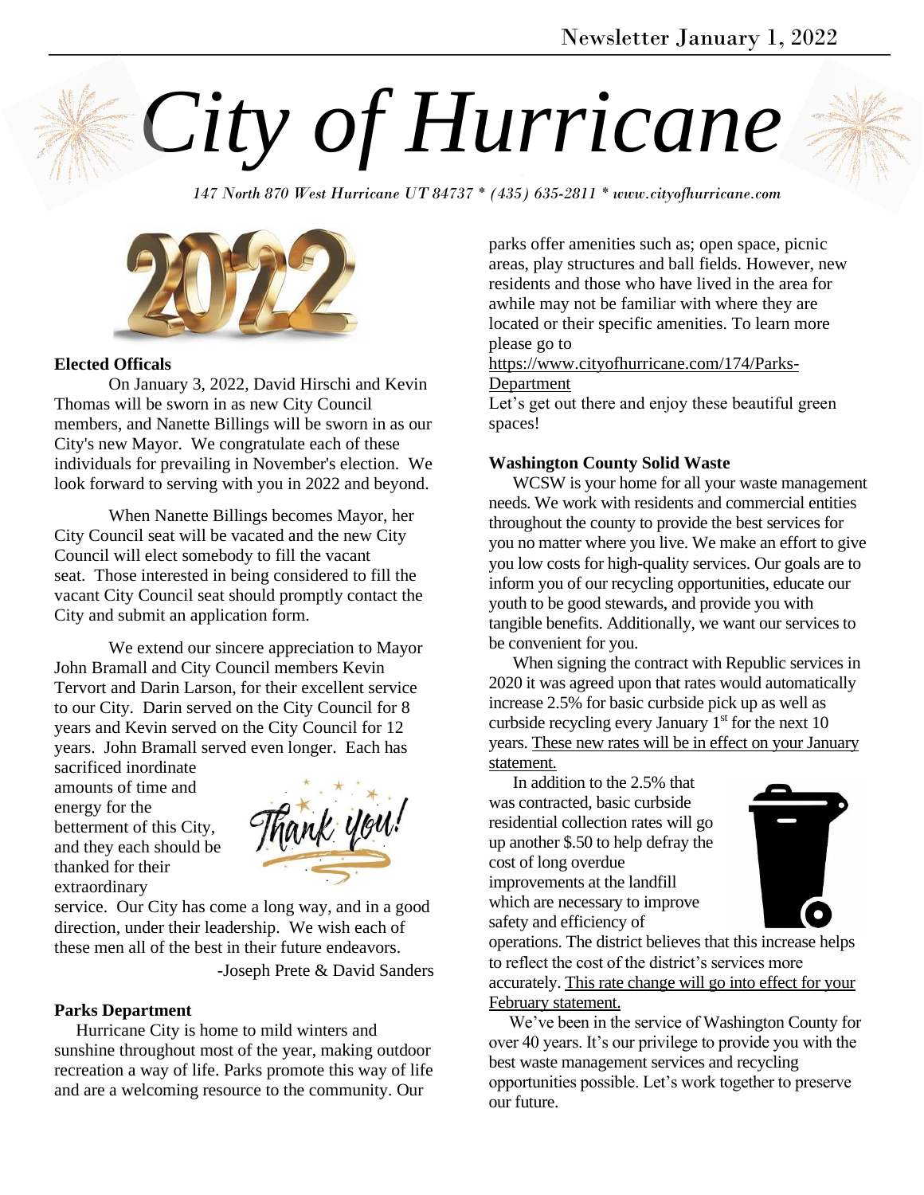# City of Hurricane

*147 North 870 West Hurricane UT 84737 * (435) 635-2811 * www.cityofhurricane.com*

Newsletter January 1, 2022

**Elected Officals**

On January 3, 2022, David Hirschi and Kevin Thomas will be sworn in as new City Council members, and Nanette Billings will be sworn in as our City's new Mayor. We congratulate each of these individuals for prevailing in November's election. We look forward to serving with you in 2022 and beyond.

When Nanette Billings becomes Mayor, her City Council seat will be vacated and the new City Council will elect somebody to fill the vacant seat. Those interested in being considered to fill the vacant City Council seat should promptly contact the City and submit an application form.

We extend our sincere appreciation to Mayor John Bramall and City Council members Kevin Tervort and Darin Larson, for their excellent service to our City. Darin served on the City Council for 8 years and Kevin served on the City Council for 12 years. John Bramall served even longer. Each has sacrificed inordinate amounts of time and energy for the betterment of this City, and they each should be thanked for their extraordinary service. Our City has come a long way, and in a good direction, under their leadership. We wish each of these men all of the best in their future endeavors.

-Joseph Prete & David Sanders

**Parks Department**

Hurricane City is home to mild winters and sunshine throughout most of the year, making outdoor recreation a way of life. Parks promote this way of life and are a welcoming resource to the community. Our parks offer amenities such as; open space, picnic areas, play structures and ball fields. However, new residents and those who have lived in the area for awhile may not be familiar with where they are located or their specific amenities. To learn more please go to https://www.cityofhurricane.com/174/Parks-Department

Let's get out there and enjoy these beautiful green spaces!

**Washington County Solid Waste**

WCSW is your home for all your waste management needs. We work with residents and commercial entities throughout the county to provide the best services for you no matter where you live. We make an effort to give you low costs for high-quality services. Our goals are to inform you of our recycling opportunities, educate our youth to be good stewards, and provide you with tangible benefits. Additionally, we want our services to be convenient for you.

When signing the contract with Republic services in 2020 it was agreed upon that rates would automatically increase 2.5% for basic curbside pick up as well as curbside recycling every January 1st for the next 10 years. <u>These new rates will be in effect on your January statement.</u>

In addition to the 2.5% that was contracted, basic curbside residential collection rates will go up another $.50 to help defray the cost of long overdue improvements at the landfill which are necessary to improve safety and efficiency of operations. The district believes that this increase helps to reflect the cost of the district's services more accurately. <u>This rate change will go into effect for your February statement.</u>

We've been in the service of Washington County for over 40 years. It's our privilege to provide you with the best waste management services and recycling opportunities possible. Let's work together to preserve our future.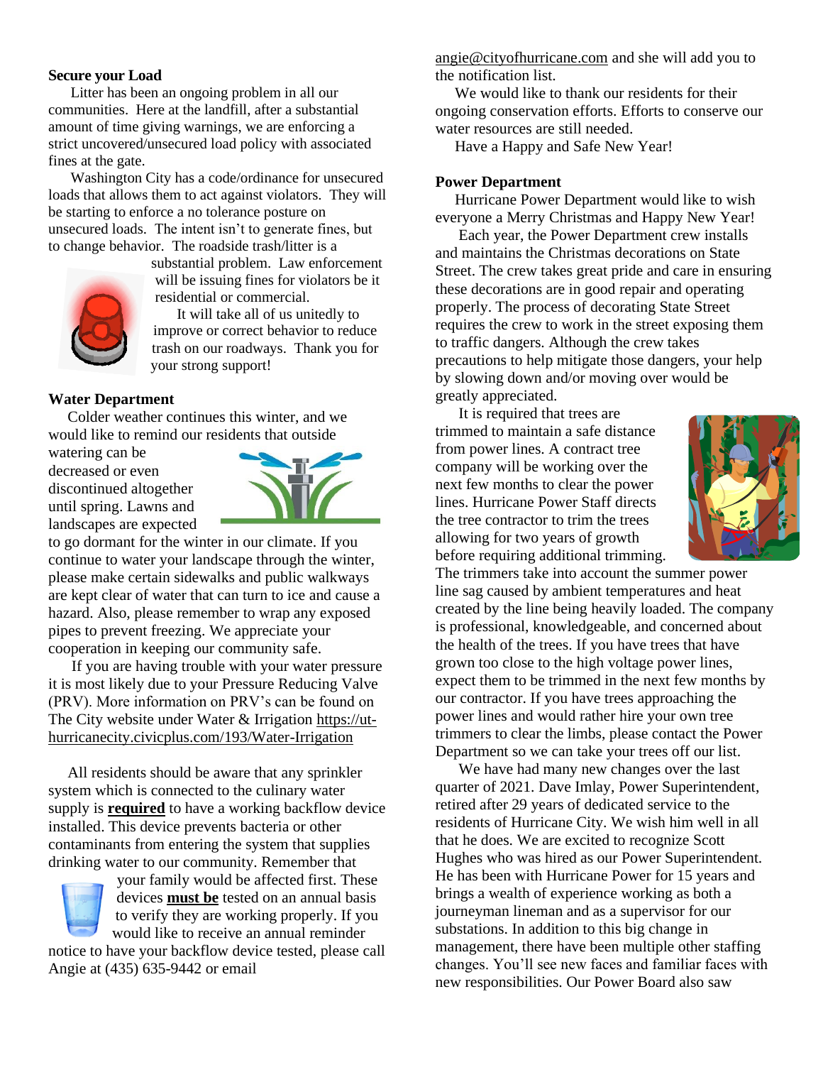**Secure your Load**

Litter has been an ongoing problem in all our communities. Here at the landfill, after a substantial amount of time giving warnings, we are enforcing a strict uncovered/unsecured load policy with associated fines at the gate.

Washington City has a code/ordinance for unsecured loads that allows them to act against violators. They will be starting to enforce a no tolerance posture on unsecured loads. The intent isn't to generate fines, but to change behavior. The roadside trash/litter is a substantial problem. Law enforcement will be issuing fines for violators be it residential or commercial.

It will take all of us unitedly to improve or correct behavior to reduce trash on our roadways. Thank you for your strong support!

**Water Department**

Colder weather continues this winter, and we would like to remind our residents that outside watering can be decreased or even discontinued altogether until spring. Lawns and landscapes are expected to go dormant for the winter in our climate. If you continue to water your landscape through the winter, please make certain sidewalks and public walkways are kept clear of water that can turn to ice and cause a hazard. Also, please remember to wrap any exposed pipes to prevent freezing. We appreciate your cooperation in keeping our community safe.

If you are having trouble with your water pressure it is most likely due to your Pressure Reducing Valve (PRV). More information on PRV's can be found on The City website under Water & Irrigation https://ut-hurricanecity.civicplus.com/193/Water-Irrigation

All residents should be aware that any sprinkler system which is connected to the culinary water supply is **required** to have a working backflow device installed. This device prevents bacteria or other contaminants from entering the system that supplies drinking water to our community. Remember that your family would be affected first. These devices **must be** tested on an annual basis to verify they are working properly. If you would like to receive an annual reminder notice to have your backflow device tested, please call Angie at (435) 635-9442 or email angie@cityofhurricane.com and she will add you to the notification list.

We would like to thank our residents for their ongoing conservation efforts. Efforts to conserve our water resources are still needed.

Have a Happy and Safe New Year!

**Power Department**

Hurricane Power Department would like to wish everyone a Merry Christmas and Happy New Year!

Each year, the Power Department crew installs and maintains the Christmas decorations on State Street. The crew takes great pride and care in ensuring these decorations are in good repair and operating properly. The process of decorating State Street requires the crew to work in the street exposing them to traffic dangers. Although the crew takes precautions to help mitigate those dangers, your help by slowing down and/or moving over would be greatly appreciated.

It is required that trees are trimmed to maintain a safe distance from power lines. A contract tree company will be working over the next few months to clear the power lines. Hurricane Power Staff directs the tree contractor to trim the trees allowing for two years of growth before requiring additional trimming. The trimmers take into account the summer power line sag caused by ambient temperatures and heat created by the line being heavily loaded. The company is professional, knowledgeable, and concerned about the health of the trees. If you have trees that have grown too close to the high voltage power lines, expect them to be trimmed in the next few months by our contractor. If you have trees approaching the power lines and would rather hire your own tree trimmers to clear the limbs, please contact the Power Department so we can take your trees off our list.

We have had many new changes over the last quarter of 2021. Dave Imlay, Power Superintendent, retired after 29 years of dedicated service to the residents of Hurricane City. We wish him well in all that he does. We are excited to recognize Scott Hughes who was hired as our Power Superintendent. He has been with Hurricane Power for 15 years and brings a wealth of experience working as both a journeyman lineman and as a supervisor for our substations. In addition to this big change in management, there have been multiple other staffing changes. You'll see new faces and familiar faces with new responsibilities. Our Power Board also saw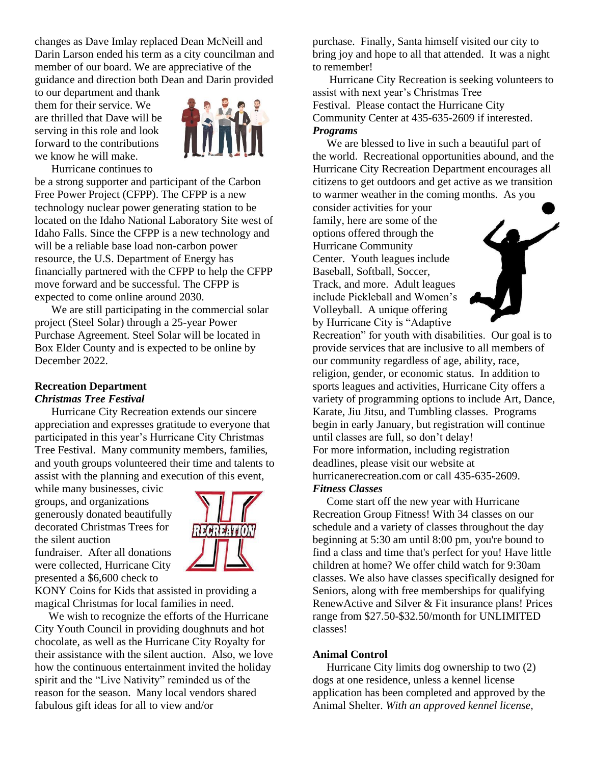changes as Dave Imlay replaced Dean McNeill and Darin Larson ended his term as a city councilman and member of our board. We are appreciative of the guidance and direction both Dean and Darin provided to our department and thank them for their service. We are thrilled that Dave will be serving in this role and look forward to the contributions we know he will make.

Hurricane continues to be a strong supporter and participant of the Carbon Free Power Project (CFPP). The CFPP is a new technology nuclear power generating station to be located on the Idaho National Laboratory Site west of Idaho Falls. Since the CFPP is a new technology and will be a reliable base load non-carbon power resource, the U.S. Department of Energy has financially partnered with the CFPP to help the CFPP move forward and be successful. The CFPP is expected to come online around 2030.

We are still participating in the commercial solar project (Steel Solar) through a 25-year Power Purchase Agreement. Steel Solar will be located in Box Elder County and is expected to be online by December 2022.

**Recreation Department**

***Christmas Tree Festival***

Hurricane City Recreation extends our sincere appreciation and expresses gratitude to everyone that participated in this year's Hurricane City Christmas Tree Festival. Many community members, families, and youth groups volunteered their time and talents to assist with the planning and execution of this event, while many businesses, civic groups, and organizations generously donated beautifully decorated Christmas Trees for the silent auction fundraiser. After all donations were collected, Hurricane City presented a $6,600 check to KONY Coins for Kids that assisted in providing a magical Christmas for local families in need.

We wish to recognize the efforts of the Hurricane City Youth Council in providing doughnuts and hot chocolate, as well as the Hurricane City Royalty for their assistance with the silent auction. Also, we love how the continuous entertainment invited the holiday spirit and the "Live Nativity" reminded us of the reason for the season. Many local vendors shared fabulous gift ideas for all to view and/or purchase. Finally, Santa himself visited our city to bring joy and hope to all that attended. It was a night to remember!

Hurricane City Recreation is seeking volunteers to assist with next year's Christmas Tree Festival. Please contact the Hurricane City Community Center at 435-635-2609 if interested.

***Programs***

We are blessed to live in such a beautiful part of the world. Recreational opportunities abound, and the Hurricane City Recreation Department encourages all citizens to get outdoors and get active as we transition to warmer weather in the coming months. As you consider activities for your family, here are some of the options offered through the Hurricane Community Center. Youth leagues include Baseball, Softball, Soccer, Track, and more. Adult leagues include Pickleball and Women's Volleyball. A unique offering by Hurricane City is "Adaptive Recreation" for youth with disabilities. Our goal is to provide services that are inclusive to all members of our community regardless of age, ability, race, religion, gender, or economic status. In addition to sports leagues and activities, Hurricane City offers a variety of programming options to include Art, Dance, Karate, Jiu Jitsu, and Tumbling classes. Programs begin in early January, but registration will continue until classes are full, so don't delay!

For more information, including registration deadlines, please visit our website at hurricanerecreation.com or call 435-635-2609.

***Fitness Classes***

Come start off the new year with Hurricane Recreation Group Fitness! With 34 classes on our schedule and a variety of classes throughout the day beginning at 5:30 am until 8:00 pm, you're bound to find a class and time that's perfect for you! Have little children at home? We offer child watch for 9:30am classes. We also have classes specifically designed for Seniors, along with free memberships for qualifying RenewActive and Silver & Fit insurance plans! Prices range from $27.50-$32.50/month for UNLIMITED classes!

**Animal Control**

Hurricane City limits dog ownership to two (2) dogs at one residence, unless a kennel license application has been completed and approved by the Animal Shelter. *With an approved kennel license,*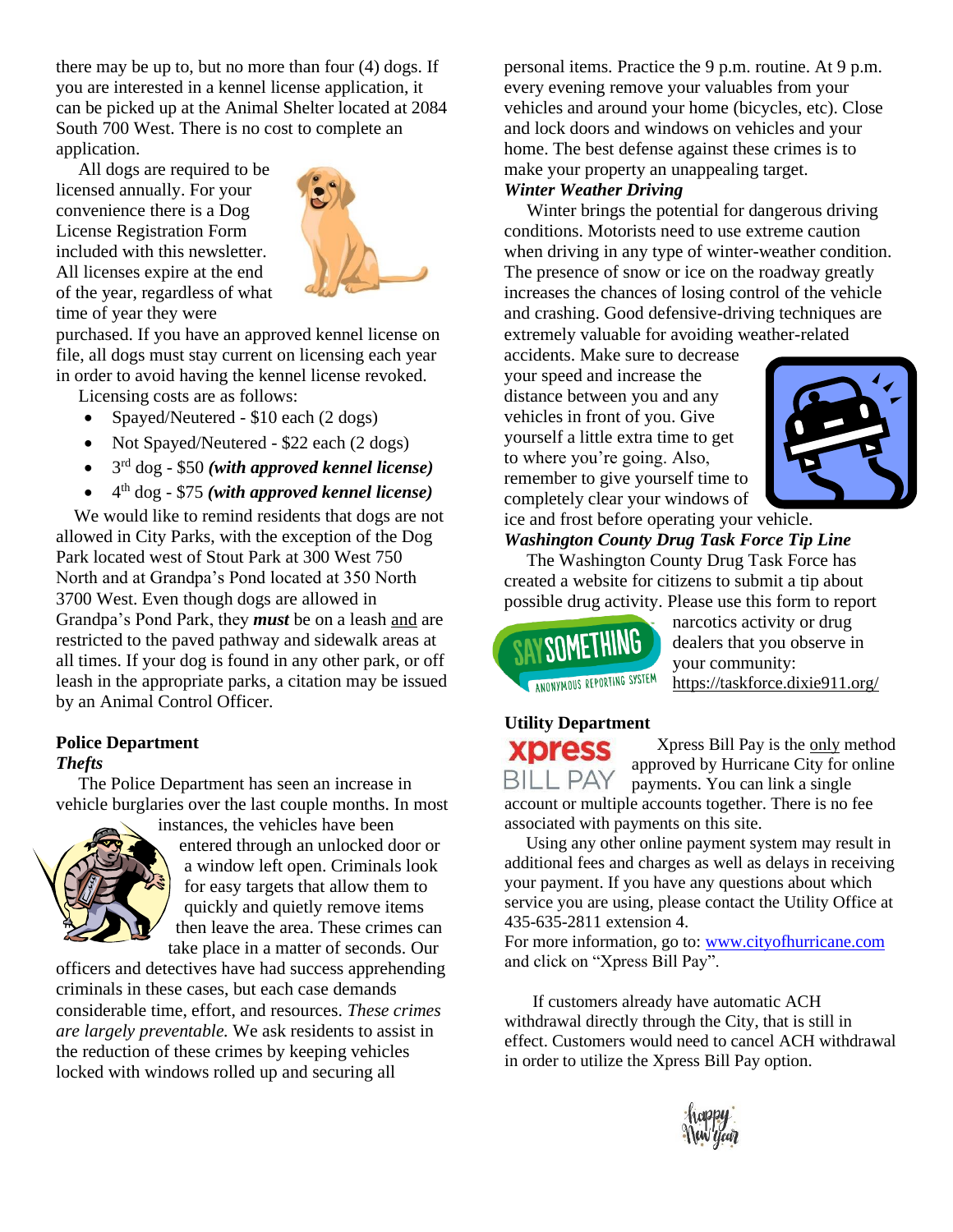there may be up to, but no more than four (4) dogs. If you are interested in a kennel license application, it can be picked up at the Animal Shelter located at 2084 South 700 West. There is no cost to complete an application.

All dogs are required to be licensed annually. For your convenience there is a Dog License Registration Form included with this newsletter. All licenses expire at the end of the year, regardless of what time of year they were purchased. If you have an approved kennel license on file, all dogs must stay current on licensing each year in order to avoid having the kennel license revoked.

Licensing costs are as follows:

- Spayed/Neutered - $10 each (2 dogs)
- Not Spayed/Neutered - $22 each (2 dogs)
- 3rd dog - $50 ***(with approved kennel license)***
- 4th dog - $75 ***(with approved kennel license)***

We would like to remind residents that dogs are not allowed in City Parks, with the exception of the Dog Park located west of Stout Park at 300 West 750 North and at Grandpa's Pond located at 350 North 3700 West. Even though dogs are allowed in Grandpa's Pond Park, they ***must*** be on a leash and are restricted to the paved pathway and sidewalk areas at all times. If your dog is found in any other park, or off leash in the appropriate parks, a citation may be issued by an Animal Control Officer.

**Police Department**

***Thefts***

The Police Department has seen an increase in vehicle burglaries over the last couple months. In most instances, the vehicles have been entered through an unlocked door or a window left open. Criminals look for easy targets that allow them to quickly and quietly remove items then leave the area. These crimes can take place in a matter of seconds. Our officers and detectives have had success apprehending criminals in these cases, but each case demands considerable time, effort, and resources. *These crimes are largely preventable.* We ask residents to assist in the reduction of these crimes by keeping vehicles locked with windows rolled up and securing all personal items. Practice the 9 p.m. routine. At 9 p.m. every evening remove your valuables from your vehicles and around your home (bicycles, etc). Close and lock doors and windows on vehicles and your home. The best defense against these crimes is to make your property an unappealing target.

***Winter Weather Driving***

Winter brings the potential for dangerous driving conditions. Motorists need to use extreme caution when driving in any type of winter-weather condition. The presence of snow or ice on the roadway greatly increases the chances of losing control of the vehicle and crashing. Good defensive-driving techniques are extremely valuable for avoiding weather-related accidents. Make sure to decrease your speed and increase the distance between you and any vehicles in front of you. Give yourself a little extra time to get to where you're going. Also, remember to give yourself time to completely clear your windows of ice and frost before operating your vehicle.

***Washington County Drug Task Force Tip Line***

The Washington County Drug Task Force has created a website for citizens to submit a tip about possible drug activity. Please use this form to report narcotics activity or drug dealers that you observe in your community: https://taskforce.dixie911.org/

**Utility Department**

Xpress Bill Pay is the only method approved by Hurricane City for online payments. You can link a single account or multiple accounts together. There is no fee associated with payments on this site.

Using any other online payment system may result in additional fees and charges as well as delays in receiving your payment. If you have any questions about which service you are using, please contact the Utility Office at 435-635-2811 extension 4.

For more information, go to: www.cityofhurricane.com and click on "Xpress Bill Pay".

If customers already have automatic ACH withdrawal directly through the City, that is still in effect. Customers would need to cancel ACH withdrawal in order to utilize the Xpress Bill Pay option.